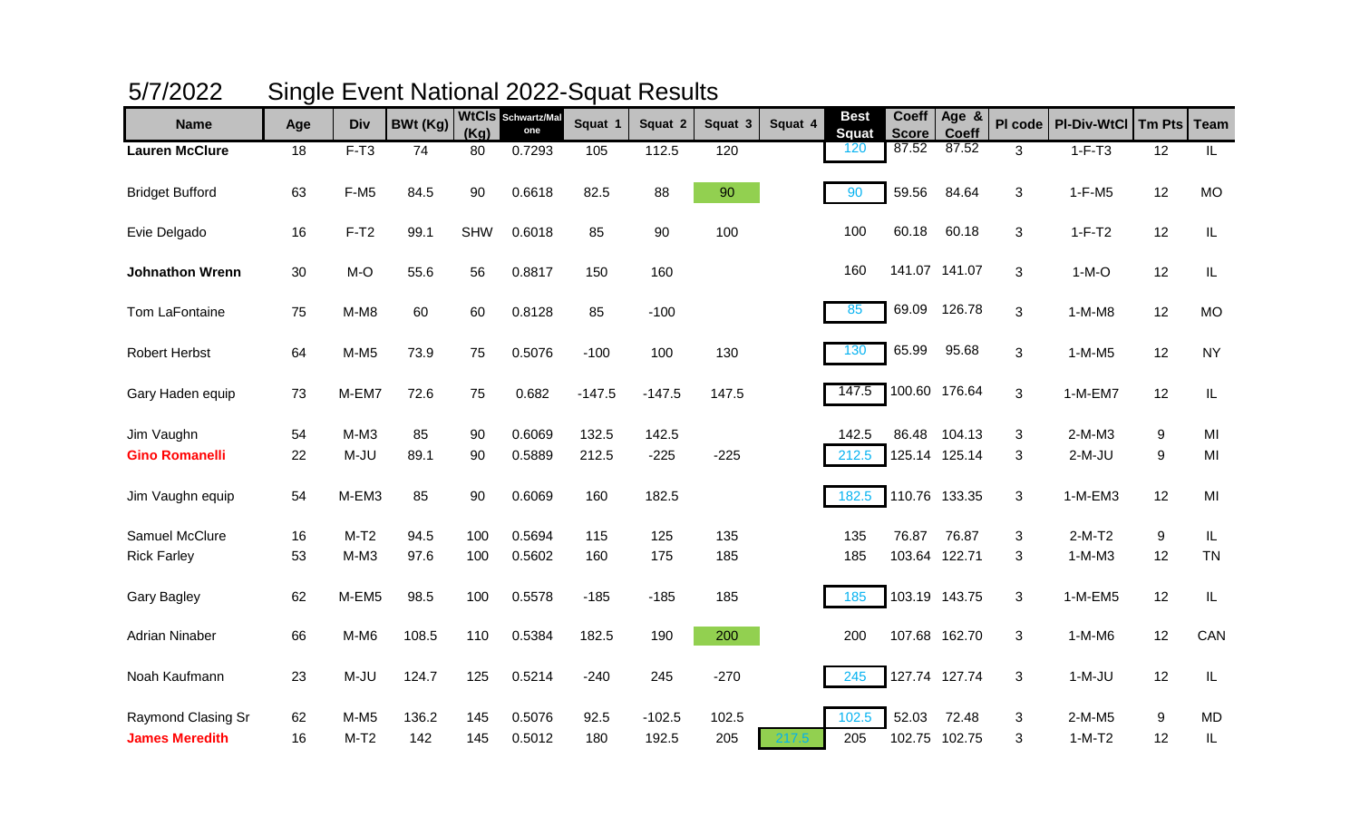# 5/7/2022 Single Event National 2022-Squat Results

| Name | Age | Div | BWt (Kg) | WtCls (Kg) | Schwartz/Malone | Squat 1 | Squat 2 | Squat 3 | Squat 4 | Best Squat | Coeff Score | Age & Coeff | Pl code | Pl-Div-WtCl | Tm Pts | Team |
|---|---|---|---|---|---|---|---|---|---|---|---|---|---|---|---|---|
| **Lauren McClure** | 18 | F-T3 | 74 | 80 | 0.7293 | 105 | 112.5 | 120 | | 120 | 87.52 | 87.52 | 3 | 1-F-T3 | 12 | IL |
| Bridget Bufford | 63 | F-M5 | 84.5 | 90 | 0.6618 | 82.5 | 88 | 90 | | 90 | 59.56 | 84.64 | 3 | 1-F-M5 | 12 | MO |
| Evie Delgado | 16 | F-T2 | 99.1 | SHW | 0.6018 | 85 | 90 | 100 | | 100 | 60.18 | 60.18 | 3 | 1-F-T2 | 12 | IL |
| **Johnathon Wrenn** | 30 | M-O | 55.6 | 56 | 0.8817 | 150 | 160 | | | 160 | 141.07 | 141.07 | 3 | 1-M-O | 12 | IL |
| Tom LaFontaine | 75 | M-M8 | 60 | 60 | 0.8128 | 85 | -100 | | | 85 | 69.09 | 126.78 | 3 | 1-M-M8 | 12 | MO |
| Robert Herbst | 64 | M-M5 | 73.9 | 75 | 0.5076 | -100 | 100 | 130 | | 130 | 65.99 | 95.68 | 3 | 1-M-M5 | 12 | NY |
| Gary Haden equip | 73 | M-EM7 | 72.6 | 75 | 0.682 | -147.5 | -147.5 | 147.5 | | 147.5 | 100.60 | 176.64 | 3 | 1-M-EM7 | 12 | IL |
| Jim Vaughn | 54 | M-M3 | 85 | 90 | 0.6069 | 132.5 | 142.5 | | | 142.5 | 86.48 | 104.13 | 3 | 2-M-M3 | 9 | MI |
| **Gino Romanelli** | 22 | M-JU | 89.1 | 90 | 0.5889 | 212.5 | -225 | -225 | | 212.5 | 125.14 | 125.14 | 3 | 2-M-JU | 9 | MI |
| Jim Vaughn equip | 54 | M-EM3 | 85 | 90 | 0.6069 | 160 | 182.5 | | | 182.5 | 110.76 | 133.35 | 3 | 1-M-EM3 | 12 | MI |
| Samuel McClure | 16 | M-T2 | 94.5 | 100 | 0.5694 | 115 | 125 | 135 | | 135 | 76.87 | 76.87 | 3 | 2-M-T2 | 9 | IL |
| Rick Farley | 53 | M-M3 | 97.6 | 100 | 0.5602 | 160 | 175 | 185 | | 185 | 103.64 | 122.71 | 3 | 1-M-M3 | 12 | TN |
| Gary Bagley | 62 | M-EM5 | 98.5 | 100 | 0.5578 | -185 | -185 | 185 | | 185 | 103.19 | 143.75 | 3 | 1-M-EM5 | 12 | IL |
| Adrian Ninaber | 66 | M-M6 | 108.5 | 110 | 0.5384 | 182.5 | 190 | 200 | | 200 | 107.68 | 162.70 | 3 | 1-M-M6 | 12 | CAN |
| Noah Kaufmann | 23 | M-JU | 124.7 | 125 | 0.5214 | -240 | 245 | -270 | | 245 | 127.74 | 127.74 | 3 | 1-M-JU | 12 | IL |
| Raymond Clasing Sr | 62 | M-M5 | 136.2 | 145 | 0.5076 | 92.5 | -102.5 | 102.5 | | 102.5 | 52.03 | 72.48 | 3 | 2-M-M5 | 9 | MD |
| **James Meredith** | 16 | M-T2 | 142 | 145 | 0.5012 | 180 | 192.5 | 205 | 217.5 | 205 | 102.75 | 102.75 | 3 | 1-M-T2 | 12 | IL |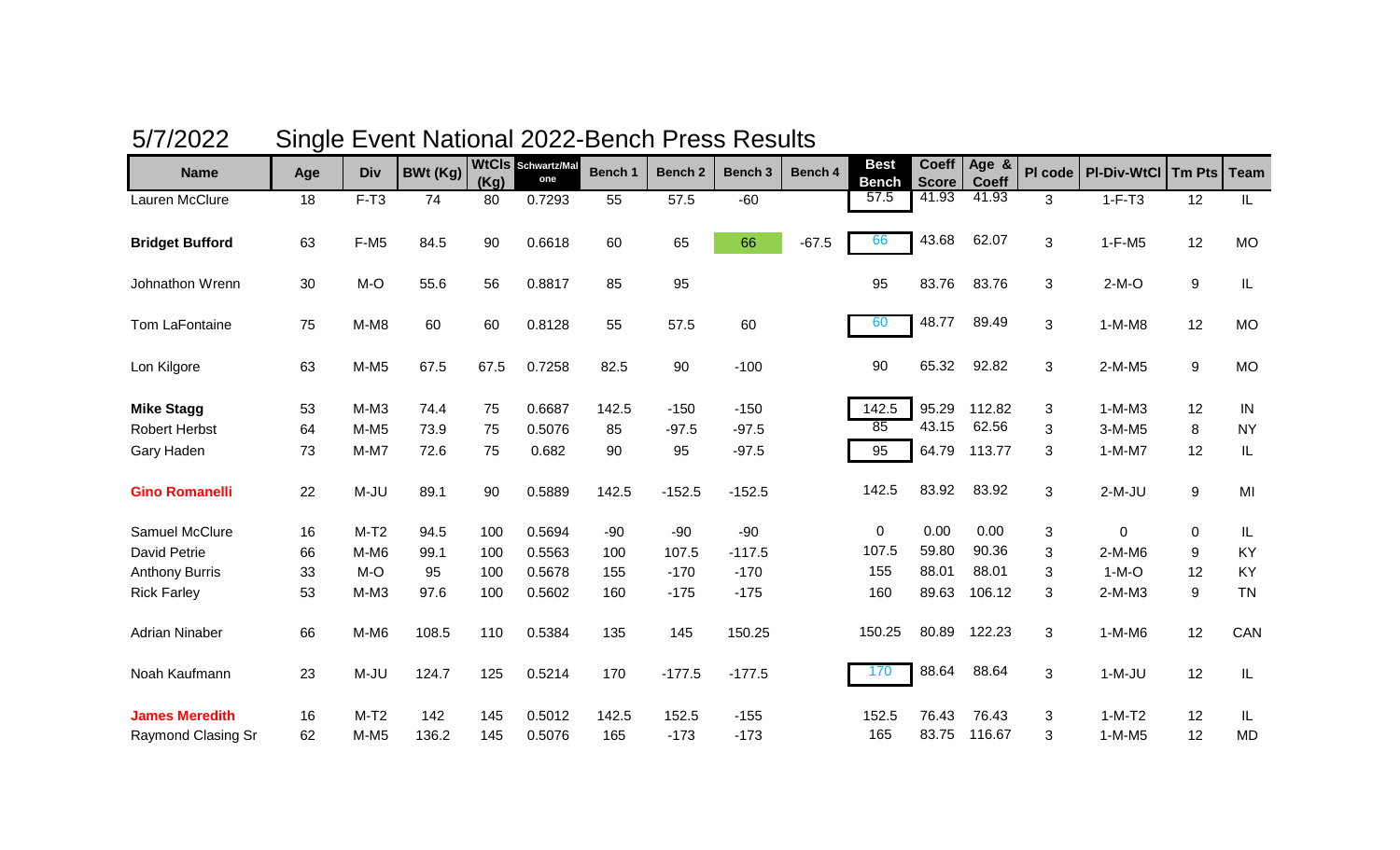# 5/7/2022 Single Event National 2022-Bench Press Results

| Name | Age | Div | BWt (Kg) | WtCls (Kg) | Schwartz/Malone | Bench 1 | Bench 2 | Bench 3 | Bench 4 | Best Bench | Coeff Score | Age & Coeff | Pl code | Pl-Div-WtCl | Tm Pts | Team |
|---|---|---|---|---|---|---|---|---|---|---|---|---|---|---|---|---|
| Lauren McClure | 18 | F-T3 | 74 | 80 | 0.7293 | 55 | 57.5 | -60 | | 57.5 | 41.93 | 41.93 | 3 | 1-F-T3 | 12 | IL |
| **Bridget Bufford** | 63 | F-M5 | 84.5 | 90 | 0.6618 | 60 | 65 | 66 | -67.5 | 66 | 43.68 | 62.07 | 3 | 1-F-M5 | 12 | MO |
| Johnathon Wrenn | 30 | M-O | 55.6 | 56 | 0.8817 | 85 | 95 | | | 95 | 83.76 | 83.76 | 3 | 2-M-O | 9 | IL |
| Tom LaFontaine | 75 | M-M8 | 60 | 60 | 0.8128 | 55 | 57.5 | 60 | | 60 | 48.77 | 89.49 | 3 | 1-M-M8 | 12 | MO |
| Lon Kilgore | 63 | M-M5 | 67.5 | 67.5 | 0.7258 | 82.5 | 90 | -100 | | 90 | 65.32 | 92.82 | 3 | 2-M-M5 | 9 | MO |
| **Mike Stagg** | 53 | M-M3 | 74.4 | 75 | 0.6687 | 142.5 | -150 | -150 | | 142.5 | 95.29 | 112.82 | 3 | 1-M-M3 | 12 | IN |
| Robert Herbst | 64 | M-M5 | 73.9 | 75 | 0.5076 | 85 | -97.5 | -97.5 | | 85 | 43.15 | 62.56 | 3 | 3-M-M5 | 8 | NY |
| Gary Haden | 73 | M-M7 | 72.6 | 75 | 0.682 | 90 | 95 | -97.5 | | 95 | 64.79 | 113.77 | 3 | 1-M-M7 | 12 | IL |
| **Gino Romanelli** | 22 | M-JU | 89.1 | 90 | 0.5889 | 142.5 | -152.5 | -152.5 | | 142.5 | 83.92 | 83.92 | 3 | 2-M-JU | 9 | MI |
| Samuel McClure | 16 | M-T2 | 94.5 | 100 | 0.5694 | -90 | -90 | -90 | | 0 | 0.00 | 0.00 | 3 | 0 | 0 | IL |
| David Petrie | 66 | M-M6 | 99.1 | 100 | 0.5563 | 100 | 107.5 | -117.5 | | 107.5 | 59.80 | 90.36 | 3 | 2-M-M6 | 9 | KY |
| Anthony Burris | 33 | M-O | 95 | 100 | 0.5678 | 155 | -170 | -170 | | 155 | 88.01 | 88.01 | 3 | 1-M-O | 12 | KY |
| Rick Farley | 53 | M-M3 | 97.6 | 100 | 0.5602 | 160 | -175 | -175 | | 160 | 89.63 | 106.12 | 3 | 2-M-M3 | 9 | TN |
| Adrian Ninaber | 66 | M-M6 | 108.5 | 110 | 0.5384 | 135 | 145 | 150.25 | | 150.25 | 80.89 | 122.23 | 3 | 1-M-M6 | 12 | CAN |
| Noah Kaufmann | 23 | M-JU | 124.7 | 125 | 0.5214 | 170 | -177.5 | -177.5 | | 170 | 88.64 | 88.64 | 3 | 1-M-JU | 12 | IL |
| **James Meredith** | 16 | M-T2 | 142 | 145 | 0.5012 | 142.5 | 152.5 | -155 | | 152.5 | 76.43 | 76.43 | 3 | 1-M-T2 | 12 | IL |
| Raymond Clasing Sr | 62 | M-M5 | 136.2 | 145 | 0.5076 | 165 | -173 | -173 | | 165 | 83.75 | 116.67 | 3 | 1-M-M5 | 12 | MD |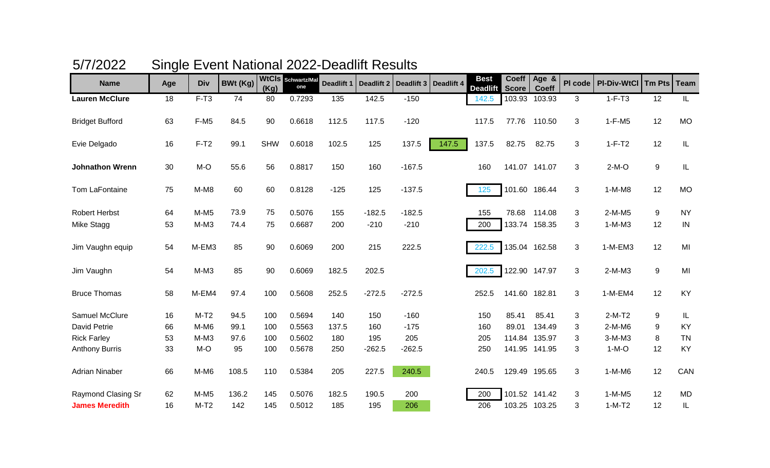# 5/7/2022 Single Event National 2022-Deadlift Results

| Name | Age | Div | BWt (Kg) | WtCls (Kg) | Schwartz/Malone | Deadlift 1 | Deadlift 2 | Deadlift 3 | Deadlift 4 | Best Deadlift | Coeff Score | Age & Coeff | Pl code | Pl-Div-WtCl | Tm Pts | Team |
|---|---|---|---|---|---|---|---|---|---|---|---|---|---|---|---|---|
| **Lauren McClure** | 18 | F-T3 | 74 | 80 | 0.7293 | 135 | 142.5 | -150 | | 142.5 | 103.93 | 103.93 | 3 | 1-F-T3 | 12 | IL |
| Bridget Bufford | 63 | F-M5 | 84.5 | 90 | 0.6618 | 112.5 | 117.5 | -120 | | 117.5 | 77.76 | 110.50 | 3 | 1-F-M5 | 12 | MO |
| Evie Delgado | 16 | F-T2 | 99.1 | SHW | 0.6018 | 102.5 | 125 | 137.5 | 147.5 | 137.5 | 82.75 | 82.75 | 3 | 1-F-T2 | 12 | IL |
| **Johnathon Wrenn** | 30 | M-O | 55.6 | 56 | 0.8817 | 150 | 160 | -167.5 | | 160 | 141.07 | 141.07 | 3 | 2-M-O | 9 | IL |
| Tom LaFontaine | 75 | M-M8 | 60 | 60 | 0.8128 | -125 | 125 | -137.5 | | 125 | 101.60 | 186.44 | 3 | 1-M-M8 | 12 | MO |
| Robert Herbst | 64 | M-M5 | 73.9 | 75 | 0.5076 | 155 | -182.5 | -182.5 | | 155 | 78.68 | 114.08 | 3 | 2-M-M5 | 9 | NY |
| Mike Stagg | 53 | M-M3 | 74.4 | 75 | 0.6687 | 200 | -210 | -210 | | 200 | 133.74 | 158.35 | 3 | 1-M-M3 | 12 | IN |
| Jim Vaughn equip | 54 | M-EM3 | 85 | 90 | 0.6069 | 200 | 215 | 222.5 | | 222.5 | 135.04 | 162.58 | 3 | 1-M-EM3 | 12 | MI |
| Jim Vaughn | 54 | M-M3 | 85 | 90 | 0.6069 | 182.5 | 202.5 | | | 202.5 | 122.90 | 147.97 | 3 | 2-M-M3 | 9 | MI |
| Bruce Thomas | 58 | M-EM4 | 97.4 | 100 | 0.5608 | 252.5 | -272.5 | -272.5 | | 252.5 | 141.60 | 182.81 | 3 | 1-M-EM4 | 12 | KY |
| Samuel McClure | 16 | M-T2 | 94.5 | 100 | 0.5694 | 140 | 150 | -160 | | 150 | 85.41 | 85.41 | 3 | 2-M-T2 | 9 | IL |
| David Petrie | 66 | M-M6 | 99.1 | 100 | 0.5563 | 137.5 | 160 | -175 | | 160 | 89.01 | 134.49 | 3 | 2-M-M6 | 9 | KY |
| Rick Farley | 53 | M-M3 | 97.6 | 100 | 0.5602 | 180 | 195 | 205 | | 205 | 114.84 | 135.97 | 3 | 3-M-M3 | 8 | TN |
| Anthony Burris | 33 | M-O | 95 | 100 | 0.5678 | 250 | -262.5 | -262.5 | | 250 | 141.95 | 141.95 | 3 | 1-M-O | 12 | KY |
| Adrian Ninaber | 66 | M-M6 | 108.5 | 110 | 0.5384 | 205 | 227.5 | 240.5 | | 240.5 | 129.49 | 195.65 | 3 | 1-M-M6 | 12 | CAN |
| Raymond Clasing Sr | 62 | M-M5 | 136.2 | 145 | 0.5076 | 182.5 | 190.5 | 200 | | 200 | 101.52 | 141.42 | 3 | 1-M-M5 | 12 | MD |
| **James Meredith** | 16 | M-T2 | 142 | 145 | 0.5012 | 185 | 195 | 206 | | 206 | 103.25 | 103.25 | 3 | 1-M-T2 | 12 | IL |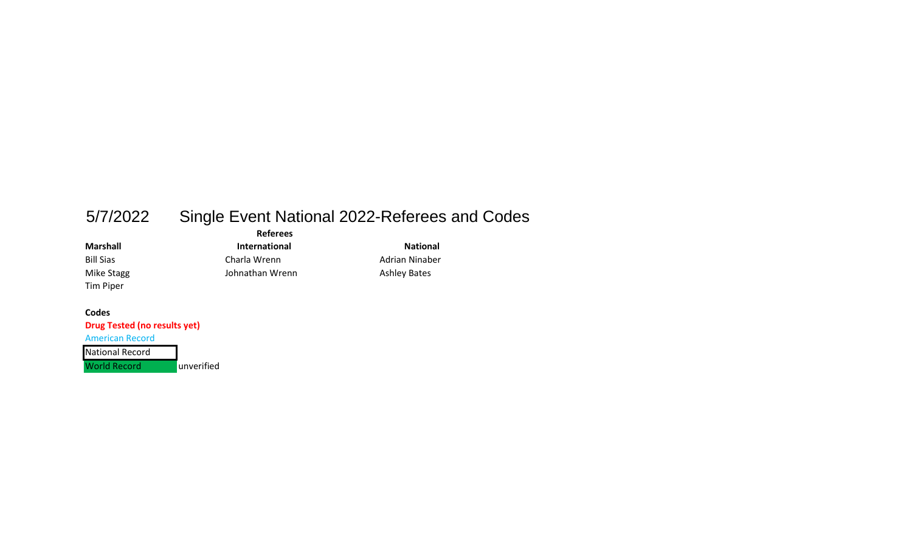# 5/7/2022 Single Event National 2022-Referees and Codes

| Marshall | Referees International | National |
|---|---|---|
| Bill Sias | Charla Wrenn | Adrian Ninaber |
| Mike Stagg | Johnathan Wrenn | Ashley Bates |
| Tim Piper | | |

**Codes**

**Drug Tested (no results yet)**

American Record

National Record

World Record unverified